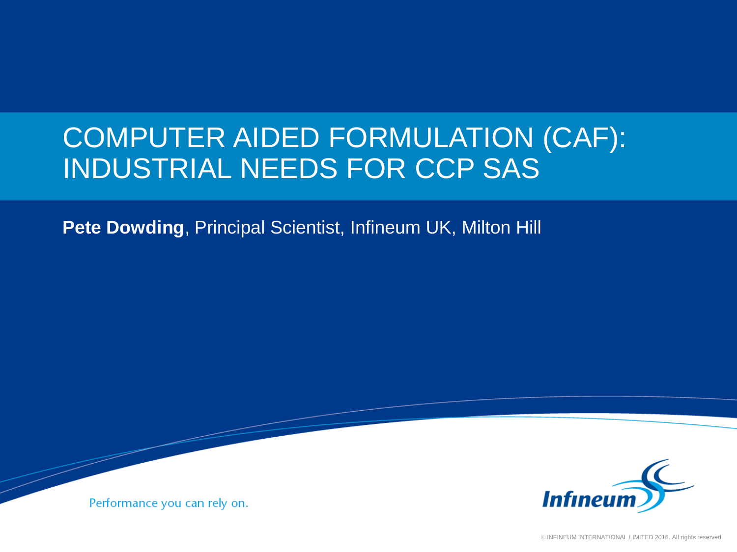# COMPUTER AIDED FORMULATION (CAF): INDUSTRIAL NEEDS FOR CCP SAS

**Pete Dowding**, Principal Scientist, Infineum UK, Milton Hill

Performance you can rely on.

Infineum

© INFINEUM INTERNATIONAL LIMITED 2016. All rights reserved.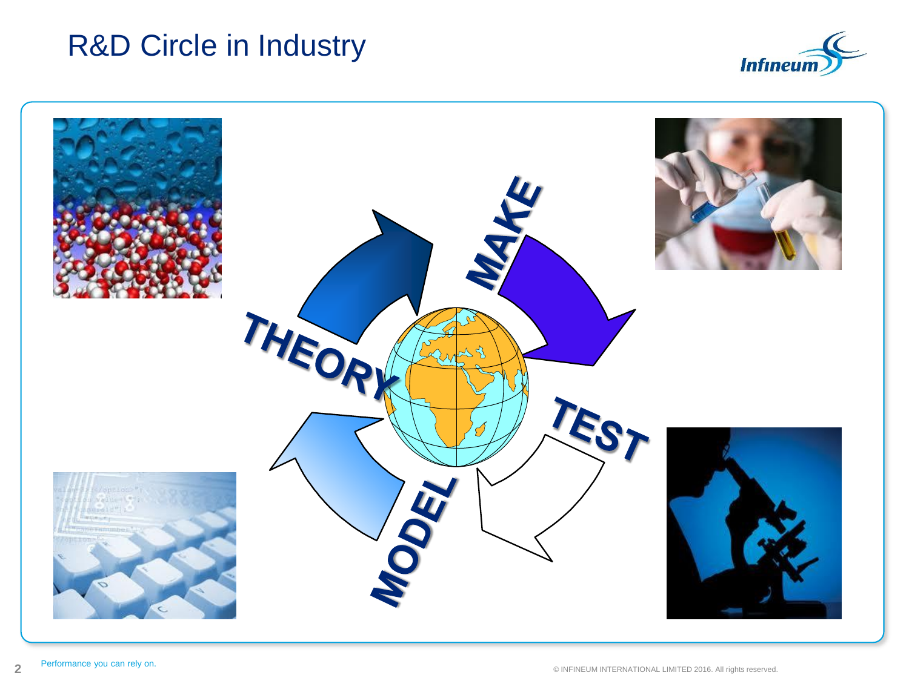# R&D Circle in Industry

THEORY

MAKE

TEST

MODEL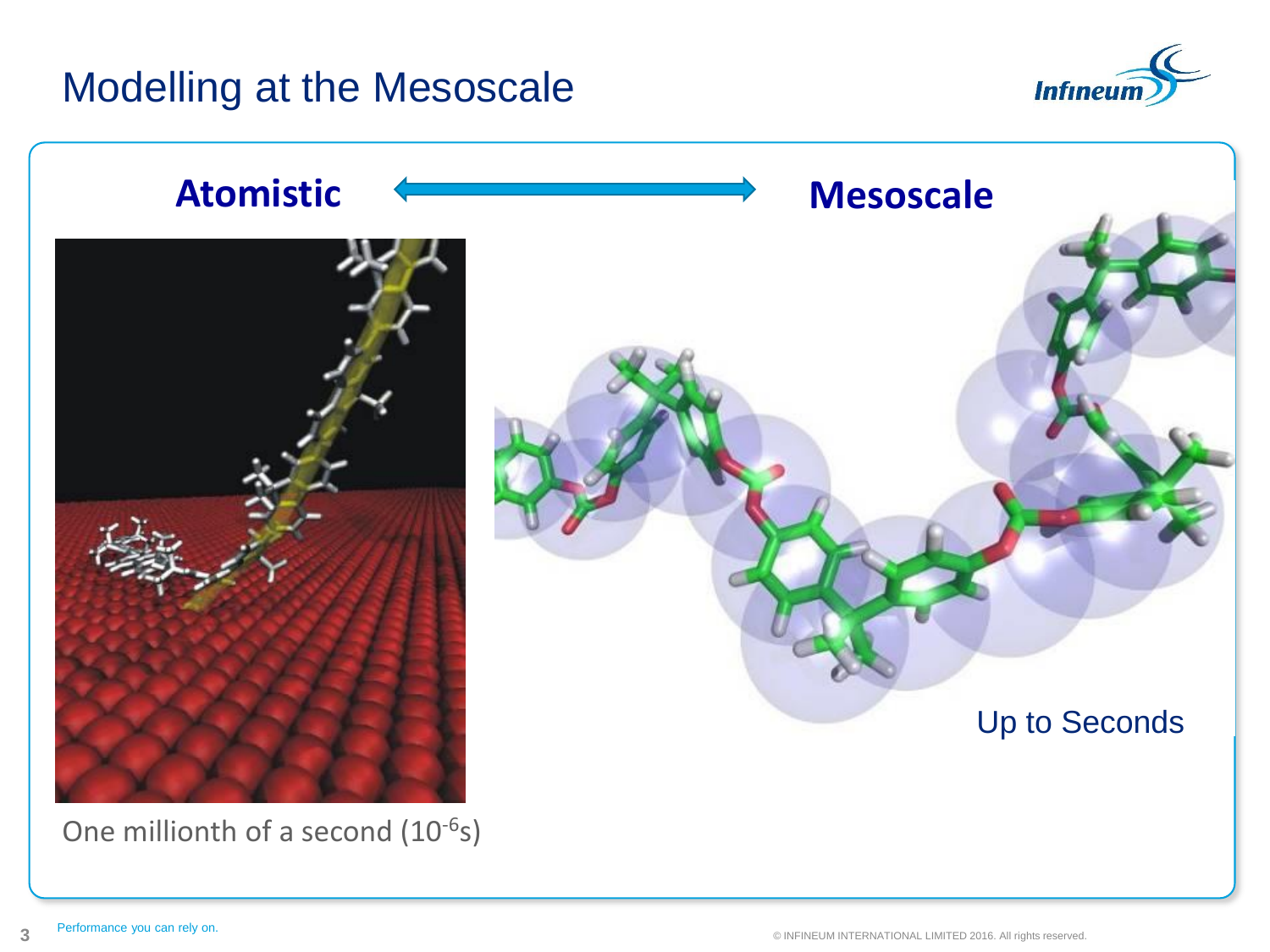# Modelling at the Mesoscale

**Atomistic** ⟷ **Mesoscale**

One millionth of a second ($10^{-6}$s)

Up to Seconds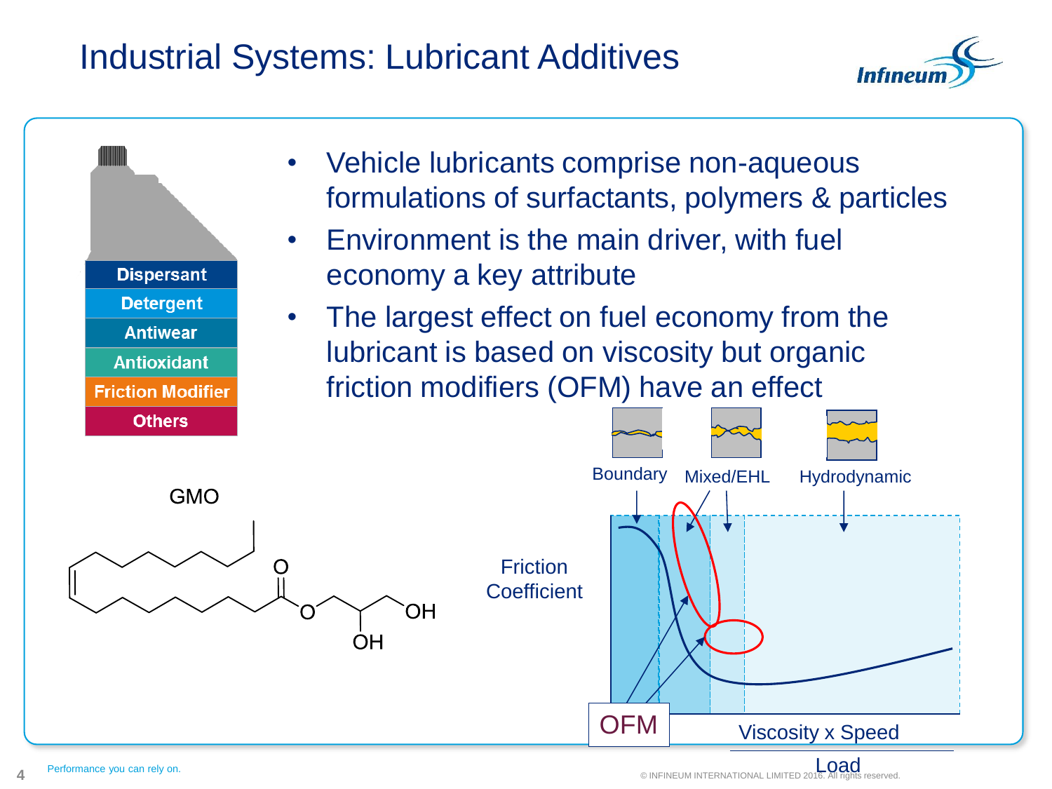# Industrial Systems: Lubricant Additives

- Dispersant
- Detergent
- Antiwear
- Antioxidant
- Friction Modifier
- Others

- Vehicle lubricants comprise non-aqueous formulations of surfactants, polymers & particles
- Environment is the main driver, with fuel economy a key attribute
- The largest effect on fuel economy from the lubricant is based on viscosity but organic friction modifiers (OFM) have an effect

GMO

Boundary | Mixed/EHL | Hydrodynamic

Friction Coefficient

OFM

$\frac{\text{Viscosity x Speed}}{\text{Load}}$

Performance you can rely on.

© INFINEUM INTERNATIONAL LIMITED 2016. All rights reserved.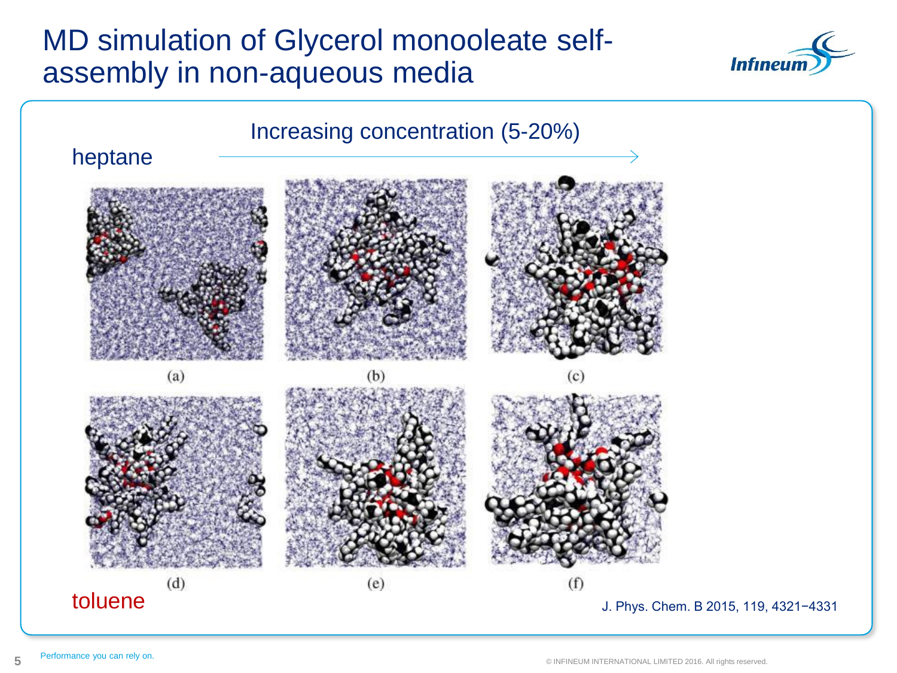# MD simulation of Glycerol monooleate self-assembly in non-aqueous media

Increasing concentration (5-20%)

heptane

(a) (b) (c)

(d) (e) (f)

toluene

J. Phys. Chem. B 2015, 119, 4321−4331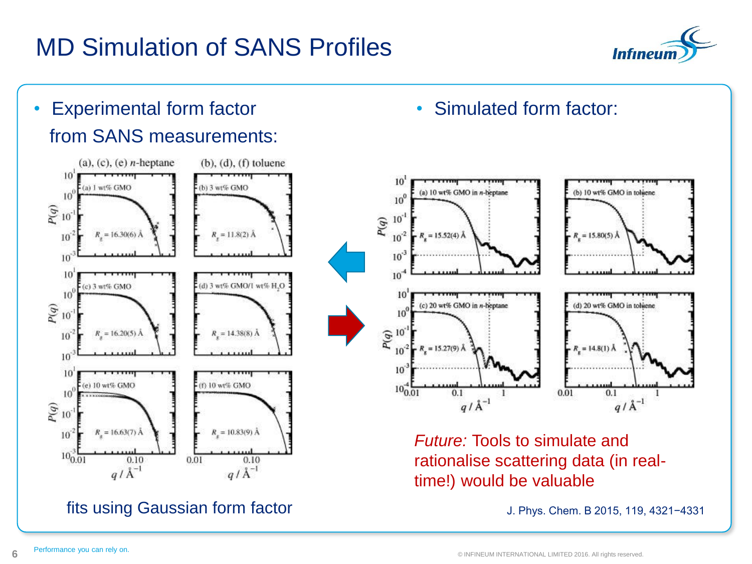# MD Simulation of SANS Profiles

- Experimental form factor from SANS measurements:

fits using Gaussian form factor

- Simulated form factor:

*Future:* Tools to simulate and rationalise scattering data (in real-time!) would be valuable

J. Phys. Chem. B 2015, 119, 4321−4331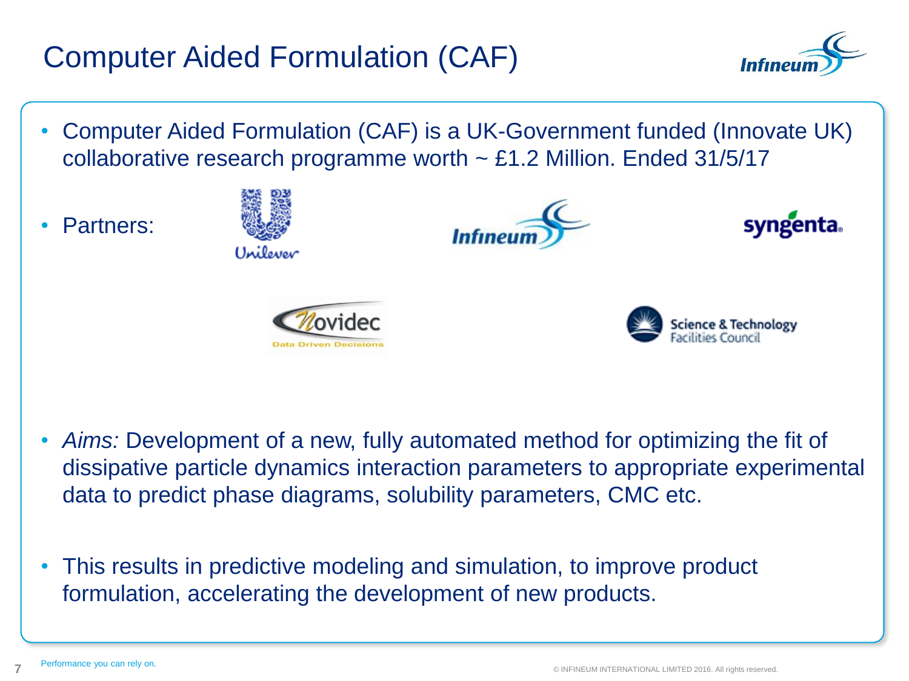# Computer Aided Formulation (CAF)

- Computer Aided Formulation (CAF) is a UK-Government funded (Innovate UK) collaborative research programme worth ~ £1.2 Million. Ended 31/5/17
- Partners:

  Unilever

  Infineum

  syngenta

  Novidec – Data Driven Decisions

  Science & Technology Facilities Council

- *Aims:* Development of a new, fully automated method for optimizing the fit of dissipative particle dynamics interaction parameters to appropriate experimental data to predict phase diagrams, solubility parameters, CMC etc.
- This results in predictive modeling and simulation, to improve product formulation, accelerating the development of new products.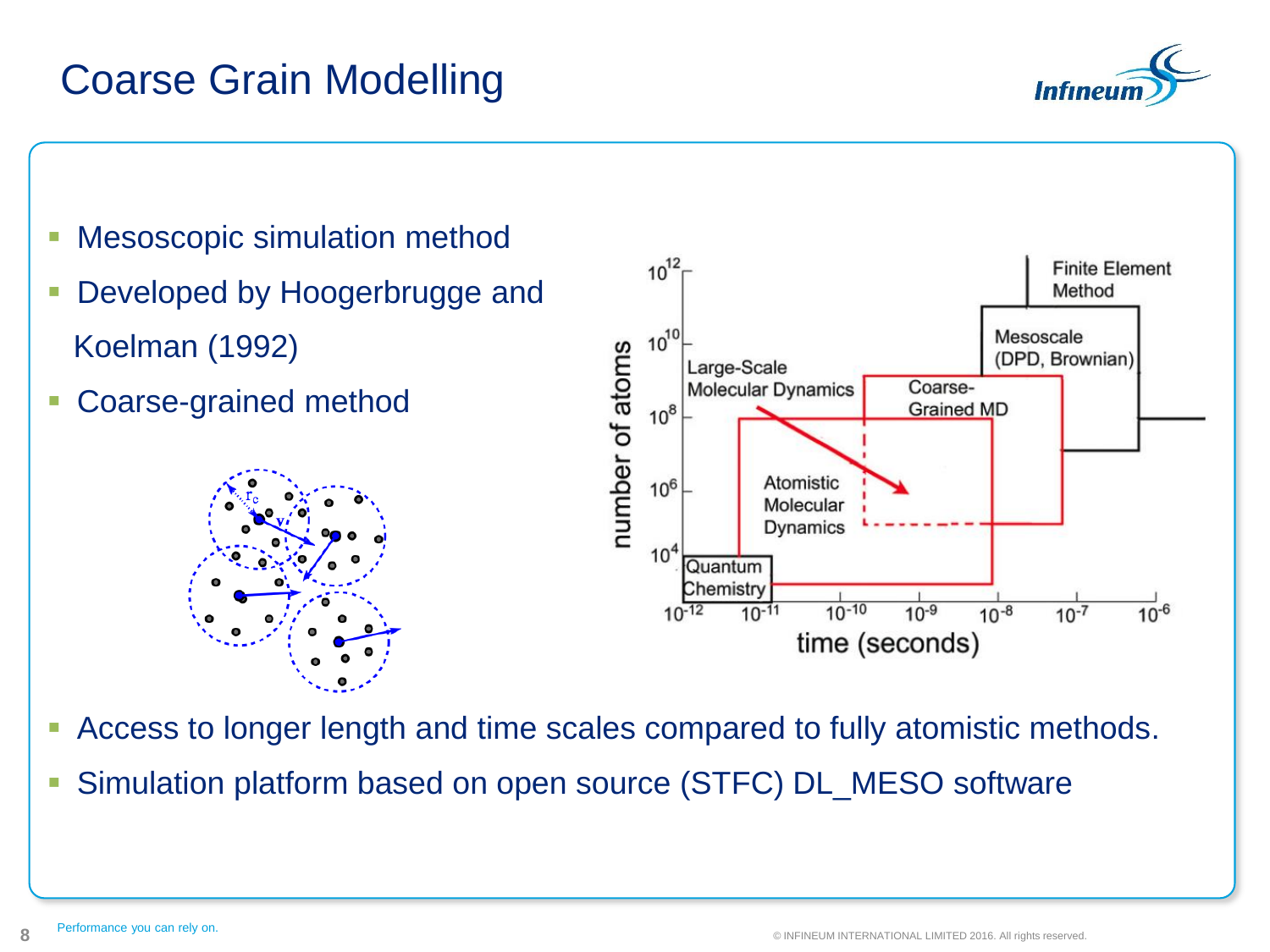# Coarse Grain Modelling

- Mesoscopic simulation method
- Developed by Hoogerbrugge and Koelman (1992)
- Coarse-grained method

- Access to longer length and time scales compared to fully atomistic methods.
- Simulation platform based on open source (STFC) DL_MESO software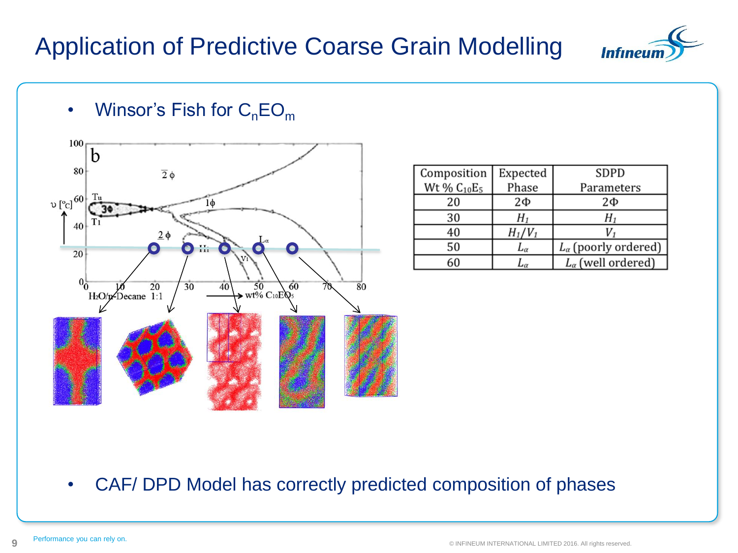# Application of Predictive Coarse Grain Modelling

- Winsor's Fish for $C_nEO_m$

| Composition Wt % $C_{10}E_5$ | Expected Phase | SDPD Parameters |
|---|---|---|
| 20 | 2Φ | 2Φ |
| 30 | $H_1$ | $H_1$ |
| 40 | $H_1/V_1$ | $V_1$ |
| 50 | $L_\alpha$ | $L_\alpha$ (poorly ordered) |
| 60 | $L_\alpha$ | $L_\alpha$ (well ordered) |

- CAF/ DPD Model has correctly predicted composition of phases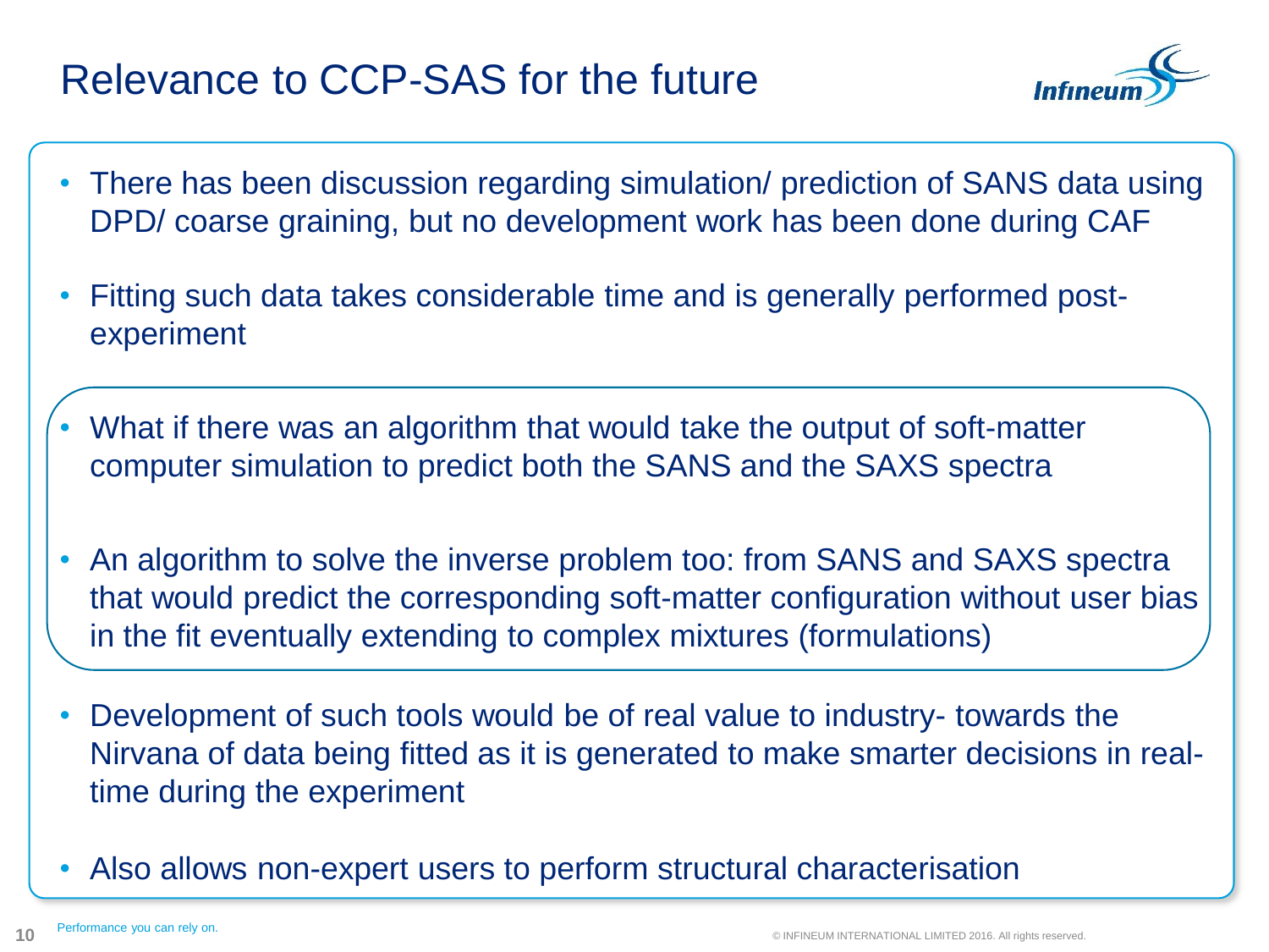# Relevance to CCP-SAS for the future

- There has been discussion regarding simulation/ prediction of SANS data using DPD/ coarse graining, but no development work has been done during CAF
- Fitting such data takes considerable time and is generally performed post-experiment
- What if there was an algorithm that would take the output of soft-matter computer simulation to predict both the SANS and the SAXS spectra
- An algorithm to solve the inverse problem too: from SANS and SAXS spectra that would predict the corresponding soft-matter configuration without user bias in the fit eventually extending to complex mixtures (formulations)
- Development of such tools would be of real value to industry- towards the Nirvana of data being fitted as it is generated to make smarter decisions in real-time during the experiment
- Also allows non-expert users to perform structural characterisation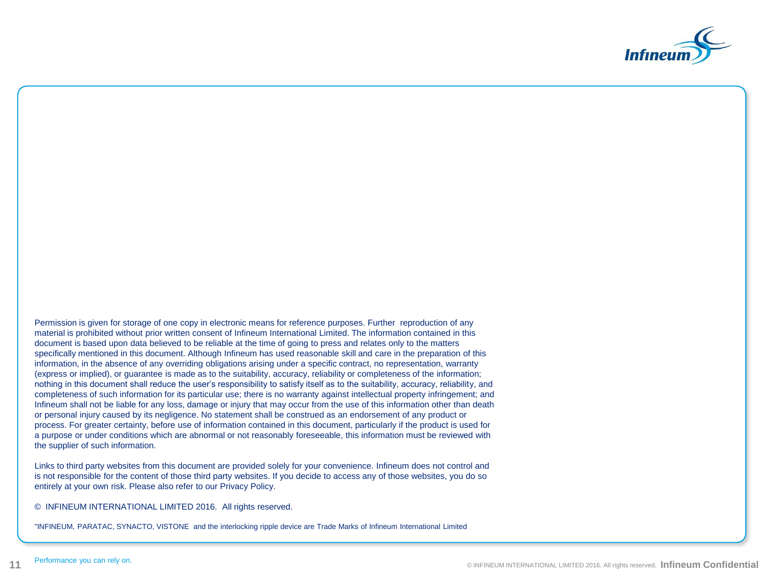Permission is given for storage of one copy in electronic means for reference purposes. Further reproduction of any material is prohibited without prior written consent of Infineum International Limited. The information contained in this document is based upon data believed to be reliable at the time of going to press and relates only to the matters specifically mentioned in this document. Although Infineum has used reasonable skill and care in the preparation of this information, in the absence of any overriding obligations arising under a specific contract, no representation, warranty (express or implied), or guarantee is made as to the suitability, accuracy, reliability or completeness of the information; nothing in this document shall reduce the user's responsibility to satisfy itself as to the suitability, accuracy, reliability, and completeness of such information for its particular use; there is no warranty against intellectual property infringement; and Infineum shall not be liable for any loss, damage or injury that may occur from the use of this information other than death or personal injury caused by its negligence. No statement shall be construed as an endorsement of any product or process. For greater certainty, before use of information contained in this document, particularly if the product is used for a purpose or under conditions which are abnormal or not reasonably foreseeable, this information must be reviewed with the supplier of such information.

Links to third party websites from this document are provided solely for your convenience. Infineum does not control and is not responsible for the content of those third party websites. If you decide to access any of those websites, you do so entirely at your own risk. Please also refer to our Privacy Policy.

© INFINEUM INTERNATIONAL LIMITED 2016. All rights reserved.

"INFINEUM, PARATAC, SYNACTO, VISTONE and the interlocking ripple device are Trade Marks of Infineum International Limited